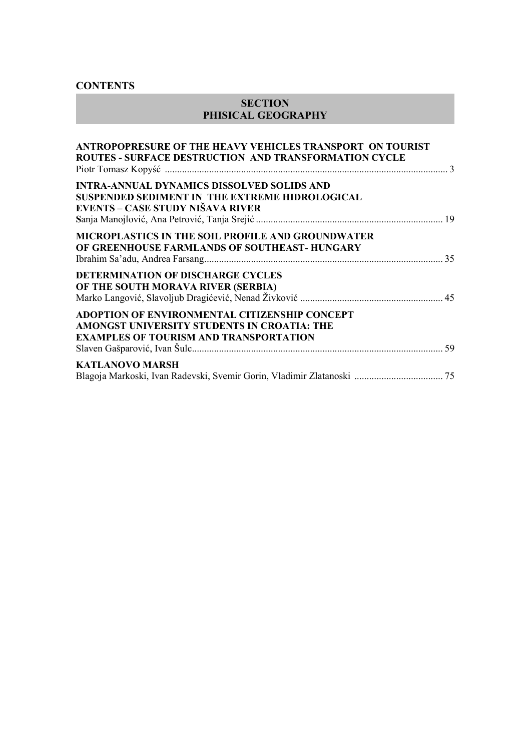# CONTENTS

## SECTION
## PHISICAL GEOGRAPHY

**ANTROPOPRESURE OF THE HEAVY VEHICLES TRANSPORT ON TOURIST ROUTES - SURFACE DESTRUCTION AND TRANSFORMATION CYCLE**
Piotr Tomasz Kopyść ... 3

**INTRA-ANNUAL DYNAMICS DISSOLVED SOLIDS AND SUSPENDED SEDIMENT IN THE EXTREME HIDROLOGICAL EVENTS – CASE STUDY NIŠAVA RIVER**
**S**anja Manojlović, Ana Petrović, Tanja Srejić ... 19

**MICROPLASTICS IN THE SOIL PROFILE AND GROUNDWATER OF GREENHOUSE FARMLANDS OF SOUTHEAST- HUNGARY**
Ibrahim Sa'adu, Andrea Farsang ... 35

**DETERMINATION OF DISCHARGE CYCLES OF THE SOUTH MORAVA RIVER (SERBIA)**
Marko Langović, Slavoljub Dragićević, Nenad Živković ... 45

**ADOPTION OF ENVIRONMENTAL CITIZENSHIP CONCEPT AMONGST UNIVERSITY STUDENTS IN CROATIA: THE EXAMPLES OF TOURISM AND TRANSPORTATION**
Slaven Gašparović, Ivan Šulc ... 59

**KATLANOVO MARSH**
Blagoja Markoski, Ivan Radevski, Svemir Gorin, Vladimir Zlatanoski ... 75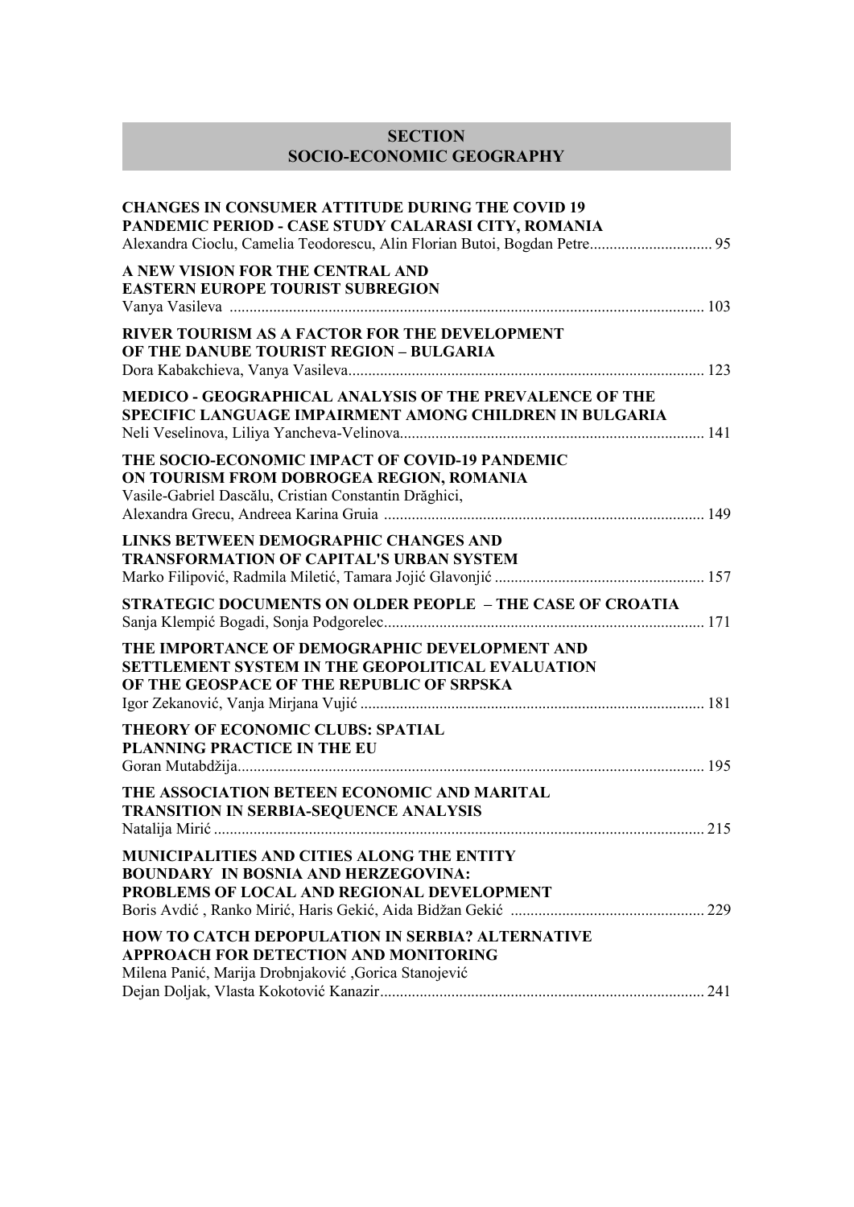## SECTION
## SOCIO-ECONOMIC GEOGRAPHY

**CHANGES IN CONSUMER ATTITUDE DURING THE COVID 19 PANDEMIC PERIOD - CASE STUDY CALARASI CITY, ROMANIA**
Alexandra Cioclu, Camelia Teodorescu, Alin Florian Butoi, Bogdan Petre ............................... 95

**A NEW VISION FOR THE CENTRAL AND EASTERN EUROPE TOURIST SUBREGION**
Vanya Vasileva ............................................................................................................... 103

**RIVER TOURISM AS A FACTOR FOR THE DEVELOPMENT OF THE DANUBE TOURIST REGION – BULGARIA**
Dora Kabakchieva, Vanya Vasileva .................................................................................. 123

**MEDICO - GEOGRAPHICAL ANALYSIS OF THE PREVALENCE OF THE SPECIFIC LANGUAGE IMPAIRMENT AMONG CHILDREN IN BULGARIA**
Neli Veselinova, Liliya Yancheva-Velinova ........................................................................ 141

**THE SOCIO-ECONOMIC IMPACT OF COVID-19 PANDEMIC ON TOURISM FROM DOBROGEA REGION, ROMANIA**
Vasile-Gabriel Dascălu, Cristian Constantin Drăghici,
Alexandra Grecu, Andreea Karina Gruia ............................................................................ 149

**LINKS BETWEEN DEMOGRAPHIC CHANGES AND TRANSFORMATION OF CAPITAL'S URBAN SYSTEM**
Marko Filipović, Radmila Miletić, Tamara Jojić Glavonjić .................................................... 157

**STRATEGIC DOCUMENTS ON OLDER PEOPLE – THE CASE OF CROATIA**
Sanja Klempić Bogadi, Sonja Podgorelec ............................................................................ 171

**THE IMPORTANCE OF DEMOGRAPHIC DEVELOPMENT AND SETTLEMENT SYSTEM IN THE GEOPOLITICAL EVALUATION OF THE GEOSPACE OF THE REPUBLIC OF SRPSKA**
Igor Zekanović, Vanja Mirjana Vujić ................................................................................... 181

**THEORY OF ECONOMIC CLUBS: SPATIAL PLANNING PRACTICE IN THE EU**
Goran Mutabdžija .............................................................................................................. 195

**THE ASSOCIATION BETEEN ECONOMIC AND MARITAL TRANSITION IN SERBIA-SEQUENCE ANALYSIS**
Natalija Mirić ................................................................................................................... 215

**MUNICIPALITIES AND CITIES ALONG THE ENTITY BOUNDARY IN BOSNIA AND HERZEGOVINA: PROBLEMS OF LOCAL AND REGIONAL DEVELOPMENT**
Boris Avdić , Ranko Mirić, Haris Gekić, Aida Bidžan Gekić ................................................ 229

**HOW TO CATCH DEPOPULATION IN SERBIA? ALTERNATIVE APPROACH FOR DETECTION AND MONITORING**
Milena Panić, Marija Drobnjaković ,Gorica Stanojević
Dejan Doljak, Vlasta Kokotović Kanazir .............................................................................. 241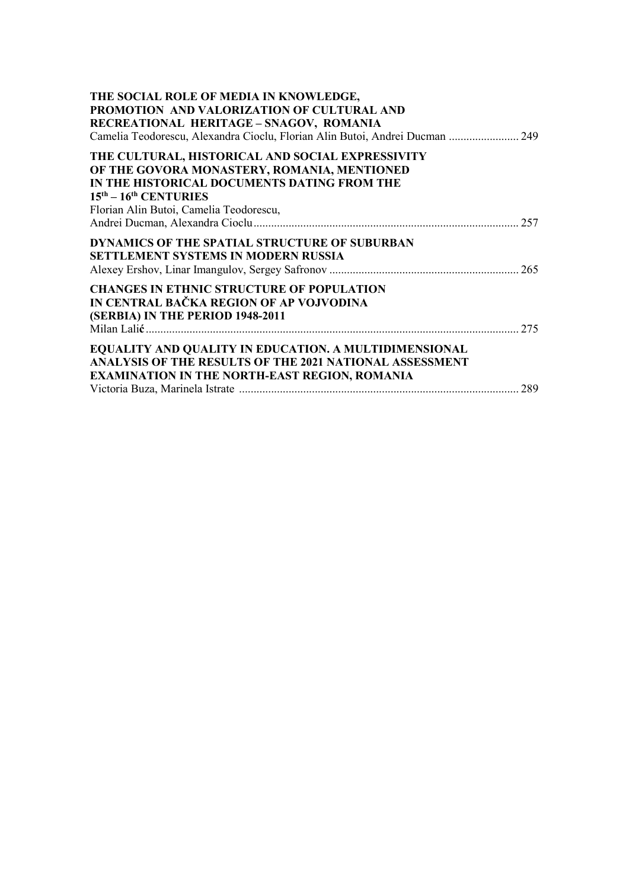**THE SOCIAL ROLE OF MEDIA IN KNOWLEDGE, PROMOTION AND VALORIZATION OF CULTURAL AND RECREATIONAL HERITAGE – SNAGOV, ROMANIA**
Camelia Teodorescu, Alexandra Cioclu, Florian Alin Butoi, Andrei Ducman ........................ 249

**THE CULTURAL, HISTORICAL AND SOCIAL EXPRESSIVITY OF THE GOVORA MONASTERY, ROMANIA, MENTIONED IN THE HISTORICAL DOCUMENTS DATING FROM THE 15th – 16th CENTURIES**
Florian Alin Butoi, Camelia Teodorescu,
Andrei Ducman, Alexandra Cioclu .......................................................................................... 257

**DYNAMICS OF THE SPATIAL STRUCTURE OF SUBURBAN SETTLEMENT SYSTEMS IN MODERN RUSSIA**
Alexey Ershov, Linar Imangulov, Sergey Safronov ................................................................ 265

**CHANGES IN ETHNIC STRUCTURE OF POPULATION IN CENTRAL BAČKA REGION OF AP VOJVODINA (SERBIA) IN THE PERIOD 1948-2011**
Milan Lalić ............................................................................................................................. 275

**EQUALITY AND QUALITY IN EDUCATION. A MULTIDIMENSIONAL ANALYSIS OF THE RESULTS OF THE 2021 NATIONAL ASSESSMENT EXAMINATION IN THE NORTH-EAST REGION, ROMANIA**
Victoria Buza, Marinela Istrate ............................................................................................... 289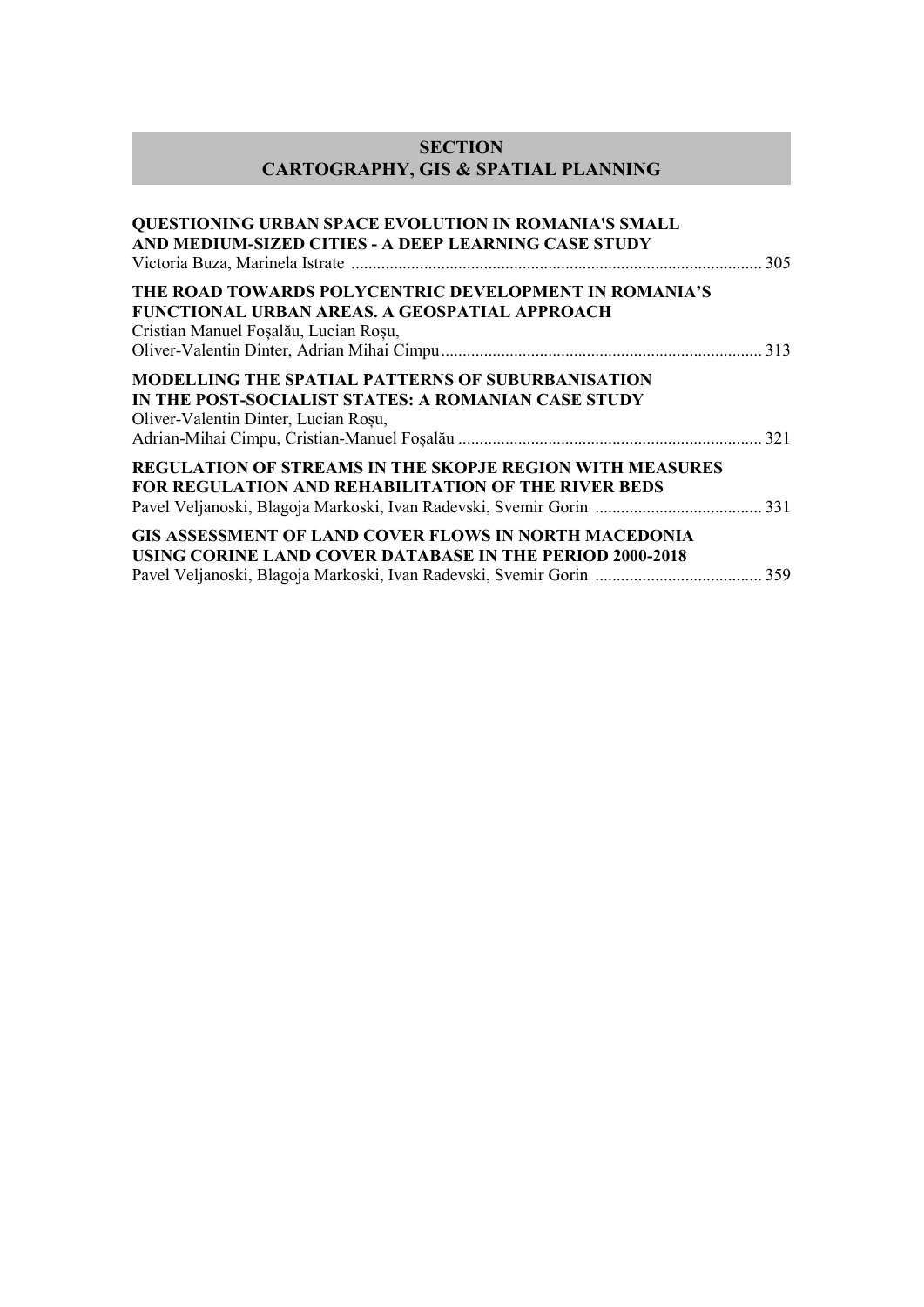## SECTION
## CARTOGRAPHY, GIS & SPATIAL PLANNING

**QUESTIONING URBAN SPACE EVOLUTION IN ROMANIA'S SMALL AND MEDIUM-SIZED CITIES - A DEEP LEARNING CASE STUDY**
Victoria Buza, Marinela Istrate ..... 305

**THE ROAD TOWARDS POLYCENTRIC DEVELOPMENT IN ROMANIA'S FUNCTIONAL URBAN AREAS. A GEOSPATIAL APPROACH**
Cristian Manuel Foșalău, Lucian Roșu,
Oliver-Valentin Dinter, Adrian Mihai Cimpu ..... 313

**MODELLING THE SPATIAL PATTERNS OF SUBURBANISATION IN THE POST-SOCIALIST STATES: A ROMANIAN CASE STUDY**
Oliver-Valentin Dinter, Lucian Roșu,
Adrian-Mihai Cimpu, Cristian-Manuel Foșalău ..... 321

**REGULATION OF STREAMS IN THE SKOPJE REGION WITH MEASURES FOR REGULATION AND REHABILITATION OF THE RIVER BEDS**
Pavel Veljanoski, Blagoja Markoski, Ivan Radevski, Svemir Gorin ..... 331

**GIS ASSESSMENT OF LAND COVER FLOWS IN NORTH MACEDONIA USING CORINE LAND COVER DATABASE IN THE PERIOD 2000-2018**
Pavel Veljanoski, Blagoja Markoski, Ivan Radevski, Svemir Gorin ..... 359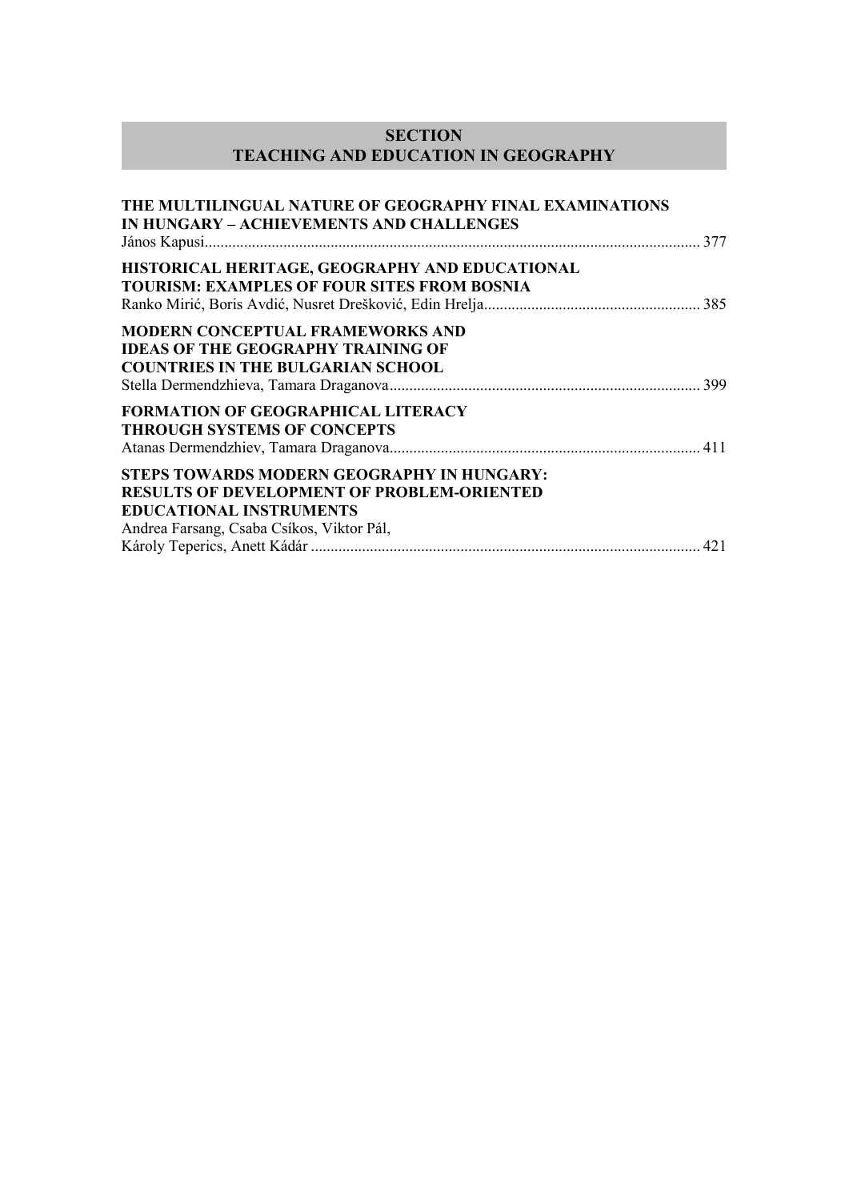## SECTION
## TEACHING AND EDUCATION IN GEOGRAPHY

**THE MULTILINGUAL NATURE OF GEOGRAPHY FINAL EXAMINATIONS IN HUNGARY – ACHIEVEMENTS AND CHALLENGES**
János Kapusi ............................................................................................................................ 377

**HISTORICAL HERITAGE, GEOGRAPHY AND EDUCATIONAL TOURISM: EXAMPLES OF FOUR SITES FROM BOSNIA**
Ranko Mirić, Boris Avdić, Nusret Drešković, Edin Hrelja ...................................................... 385

**MODERN CONCEPTUAL FRAMEWORKS AND IDEAS OF THE GEOGRAPHY TRAINING OF COUNTRIES IN THE BULGARIAN SCHOOL**
Stella Dermendzhieva, Tamara Draganova .............................................................................. 399

**FORMATION OF GEOGRAPHICAL LITERACY THROUGH SYSTEMS OF CONCEPTS**
Atanas Dermendzhiev, Tamara Draganova .............................................................................. 411

**STEPS TOWARDS MODERN GEOGRAPHY IN HUNGARY: RESULTS OF DEVELOPMENT OF PROBLEM-ORIENTED EDUCATIONAL INSTRUMENTS**
Andrea Farsang, Csaba Csíkos, Viktor Pál,
Károly Teperics, Anett Kádár .................................................................................................. 421